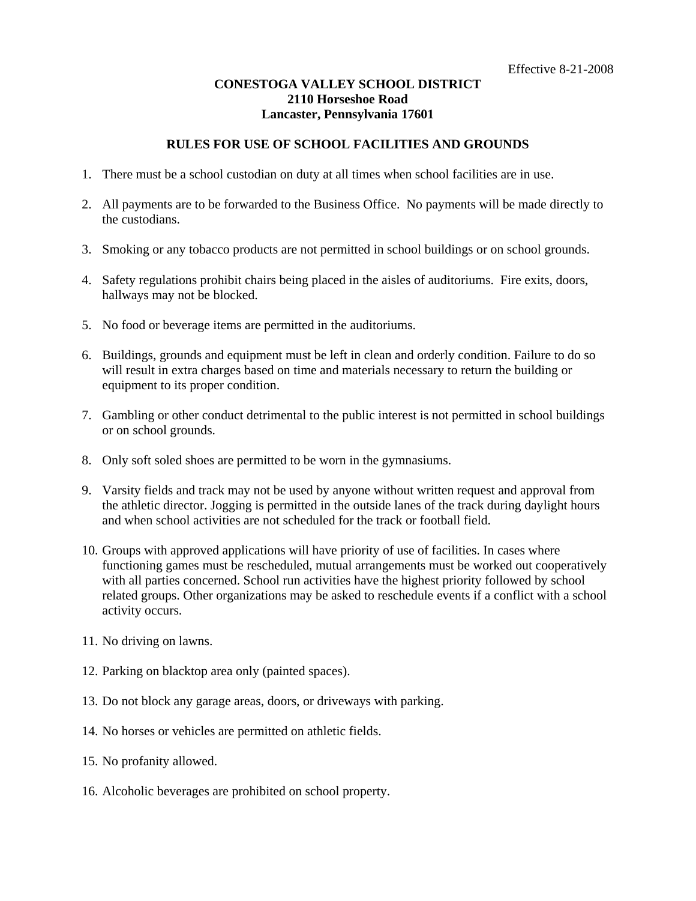Effective 8-21-2008

**CONESTOGA VALLEY SCHOOL DISTRICT**
**2110 Horseshoe Road**
**Lancaster, Pennsylvania 17601**

## RULES FOR USE OF SCHOOL FACILITIES AND GROUNDS

1. There must be a school custodian on duty at all times when school facilities are in use.

2. All payments are to be forwarded to the Business Office. No payments will be made directly to the custodians.

3. Smoking or any tobacco products are not permitted in school buildings or on school grounds.

4. Safety regulations prohibit chairs being placed in the aisles of auditoriums. Fire exits, doors, hallways may not be blocked.

5. No food or beverage items are permitted in the auditoriums.

6. Buildings, grounds and equipment must be left in clean and orderly condition. Failure to do so will result in extra charges based on time and materials necessary to return the building or equipment to its proper condition.

7. Gambling or other conduct detrimental to the public interest is not permitted in school buildings or on school grounds.

8. Only soft soled shoes are permitted to be worn in the gymnasiums.

9. Varsity fields and track may not be used by anyone without written request and approval from the athletic director. Jogging is permitted in the outside lanes of the track during daylight hours and when school activities are not scheduled for the track or football field.

10. Groups with approved applications will have priority of use of facilities. In cases where functioning games must be rescheduled, mutual arrangements must be worked out cooperatively with all parties concerned. School run activities have the highest priority followed by school related groups. Other organizations may be asked to reschedule events if a conflict with a school activity occurs.

11. No driving on lawns.

12. Parking on blacktop area only (painted spaces).

13. Do not block any garage areas, doors, or driveways with parking.

14. No horses or vehicles are permitted on athletic fields.

15. No profanity allowed.

16. Alcoholic beverages are prohibited on school property.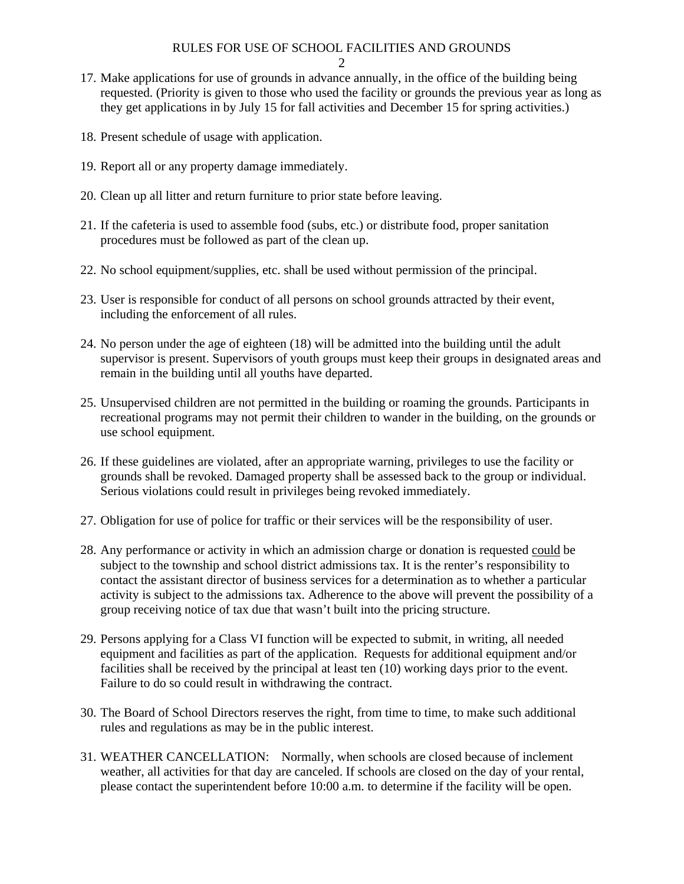17. Make applications for use of grounds in advance annually, in the office of the building being requested. (Priority is given to those who used the facility or grounds the previous year as long as they get applications in by July 15 for fall activities and December 15 for spring activities.)

18. Present schedule of usage with application.

19. Report all or any property damage immediately.

20. Clean up all litter and return furniture to prior state before leaving.

21. If the cafeteria is used to assemble food (subs, etc.) or distribute food, proper sanitation procedures must be followed as part of the clean up.

22. No school equipment/supplies, etc. shall be used without permission of the principal.

23. User is responsible for conduct of all persons on school grounds attracted by their event, including the enforcement of all rules.

24. No person under the age of eighteen (18) will be admitted into the building until the adult supervisor is present. Supervisors of youth groups must keep their groups in designated areas and remain in the building until all youths have departed.

25. Unsupervised children are not permitted in the building or roaming the grounds. Participants in recreational programs may not permit their children to wander in the building, on the grounds or use school equipment.

26. If these guidelines are violated, after an appropriate warning, privileges to use the facility or grounds shall be revoked. Damaged property shall be assessed back to the group or individual. Serious violations could result in privileges being revoked immediately.

27. Obligation for use of police for traffic or their services will be the responsibility of user.

28. Any performance or activity in which an admission charge or donation is requested <u>could</u> be subject to the township and school district admissions tax. It is the renter's responsibility to contact the assistant director of business services for a determination as to whether a particular activity is subject to the admissions tax. Adherence to the above will prevent the possibility of a group receiving notice of tax due that wasn't built into the pricing structure.

29. Persons applying for a Class VI function will be expected to submit, in writing, all needed equipment and facilities as part of the application. Requests for additional equipment and/or facilities shall be received by the principal at least ten (10) working days prior to the event. Failure to do so could result in withdrawing the contract.

30. The Board of School Directors reserves the right, from time to time, to make such additional rules and regulations as may be in the public interest.

31. WEATHER CANCELLATION: Normally, when schools are closed because of inclement weather, all activities for that day are canceled. If schools are closed on the day of your rental, please contact the superintendent before 10:00 a.m. to determine if the facility will be open.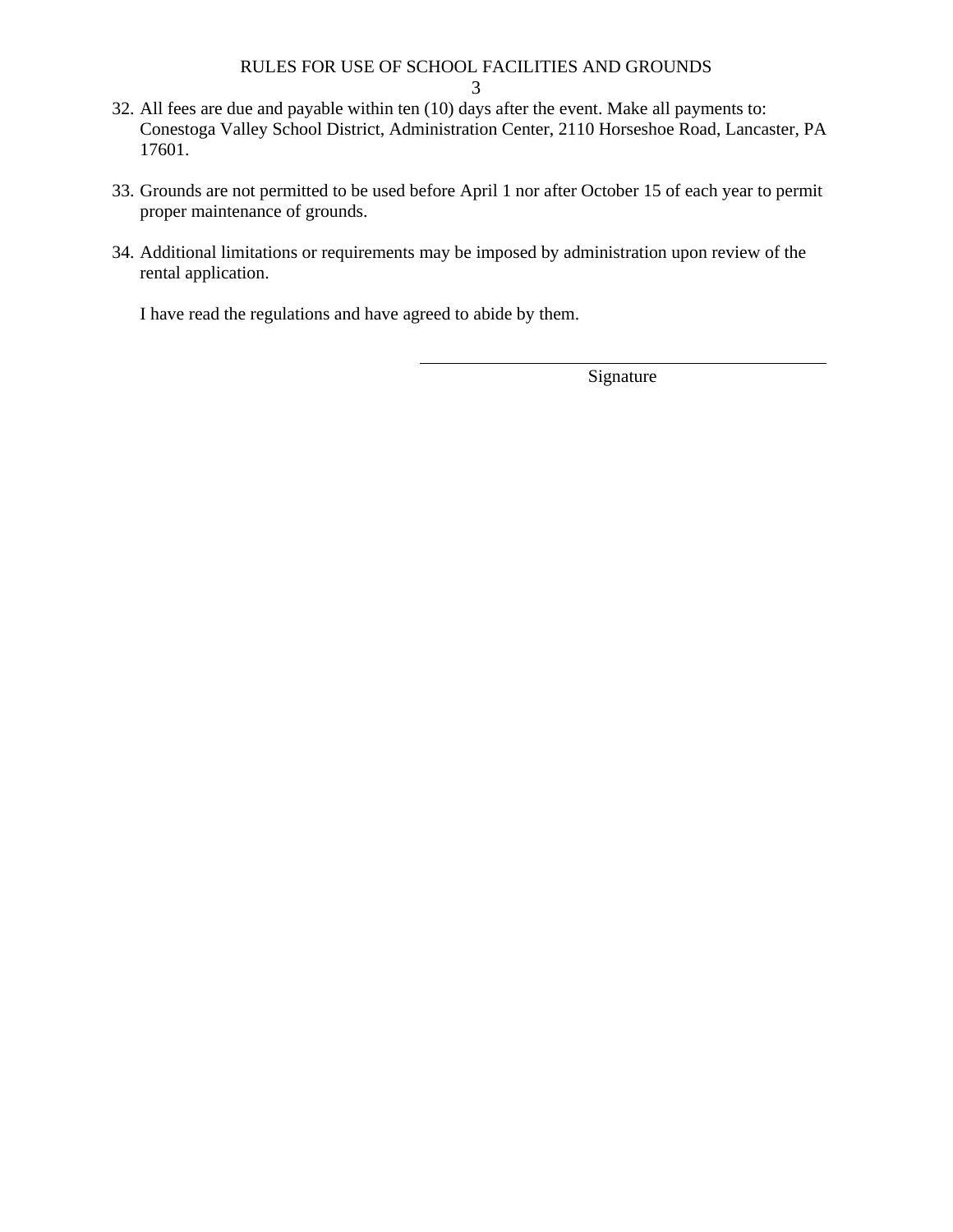32. All fees are due and payable within ten (10) days after the event. Make all payments to: Conestoga Valley School District, Administration Center, 2110 Horseshoe Road, Lancaster, PA 17601.

33. Grounds are not permitted to be used before April 1 nor after October 15 of each year to permit proper maintenance of grounds.

34. Additional limitations or requirements may be imposed by administration upon review of the rental application.

I have read the regulations and have agreed to abide by them.

\_\_\_\_\_\_\_\_\_\_\_\_\_\_\_\_\_\_\_\_\_\_\_\_\_\_\_\_\_\_\_\_\_\_\_\_\_\_\_\_

Signature